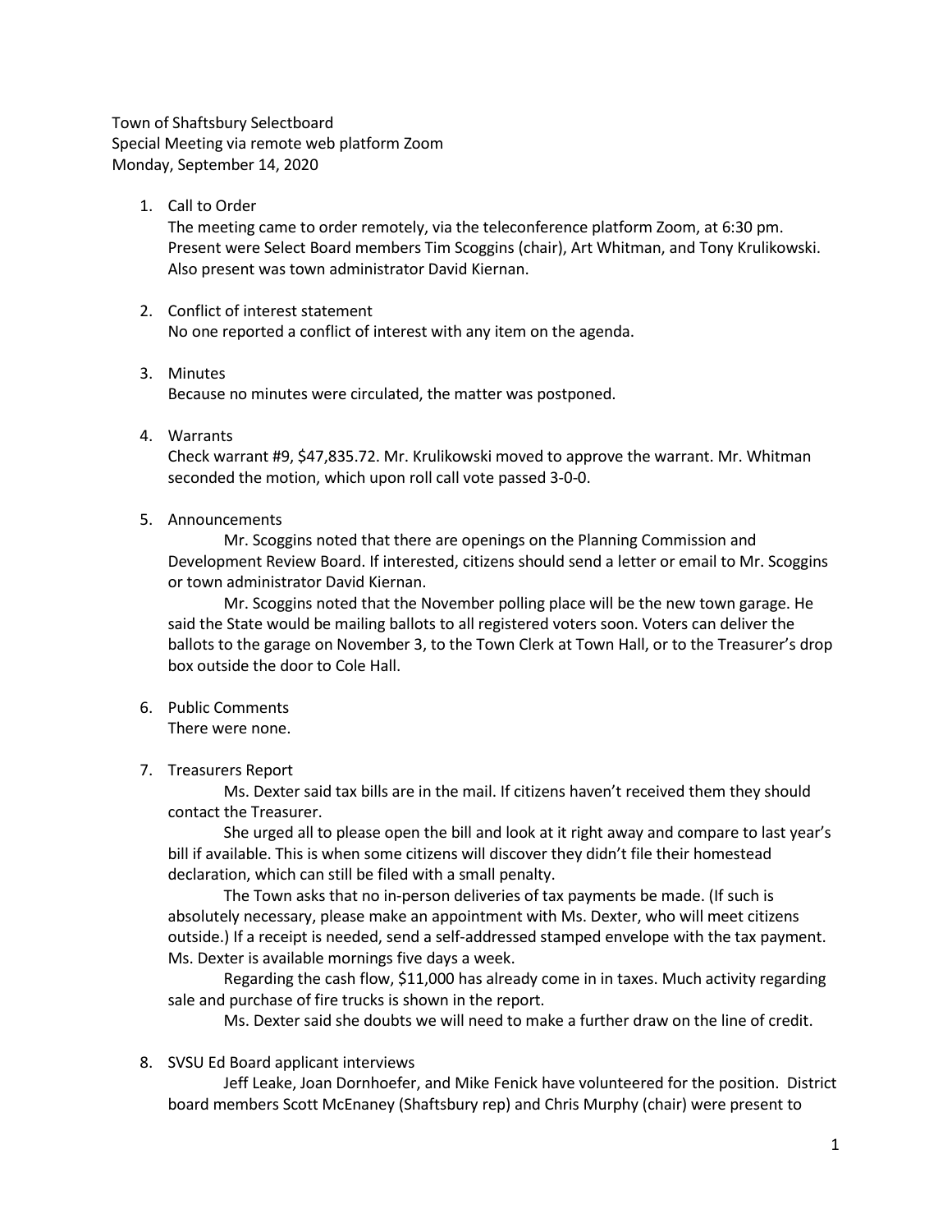Town of Shaftsbury Selectboard
Special Meeting via remote web platform Zoom
Monday, September 14, 2020

1. Call to Order
   The meeting came to order remotely, via the teleconference platform Zoom, at 6:30 pm. Present were Select Board members Tim Scoggins (chair), Art Whitman, and Tony Krulikowski. Also present was town administrator David Kiernan.

2. Conflict of interest statement
   No one reported a conflict of interest with any item on the agenda.

3. Minutes
   Because no minutes were circulated, the matter was postponed.

4. Warrants
   Check warrant #9, $47,835.72. Mr. Krulikowski moved to approve the warrant. Mr. Whitman seconded the motion, which upon roll call vote passed 3-0-0.

5. Announcements
   Mr. Scoggins noted that there are openings on the Planning Commission and Development Review Board. If interested, citizens should send a letter or email to Mr. Scoggins or town administrator David Kiernan.

   Mr. Scoggins noted that the November polling place will be the new town garage. He said the State would be mailing ballots to all registered voters soon. Voters can deliver the ballots to the garage on November 3, to the Town Clerk at Town Hall, or to the Treasurer's drop box outside the door to Cole Hall.

6. Public Comments
   There were none.

7. Treasurers Report
   Ms. Dexter said tax bills are in the mail. If citizens haven't received them they should contact the Treasurer.

   She urged all to please open the bill and look at it right away and compare to last year's bill if available. This is when some citizens will discover they didn't file their homestead declaration, which can still be filed with a small penalty.

   The Town asks that no in-person deliveries of tax payments be made. (If such is absolutely necessary, please make an appointment with Ms. Dexter, who will meet citizens outside.) If a receipt is needed, send a self-addressed stamped envelope with the tax payment. Ms. Dexter is available mornings five days a week.

   Regarding the cash flow, $11,000 has already come in in taxes. Much activity regarding sale and purchase of fire trucks is shown in the report.

   Ms. Dexter said she doubts we will need to make a further draw on the line of credit.

8. SVSU Ed Board applicant interviews
   Jeff Leake, Joan Dornhoefer, and Mike Fenick have volunteered for the position. District board members Scott McEnaney (Shaftsbury rep) and Chris Murphy (chair) were present to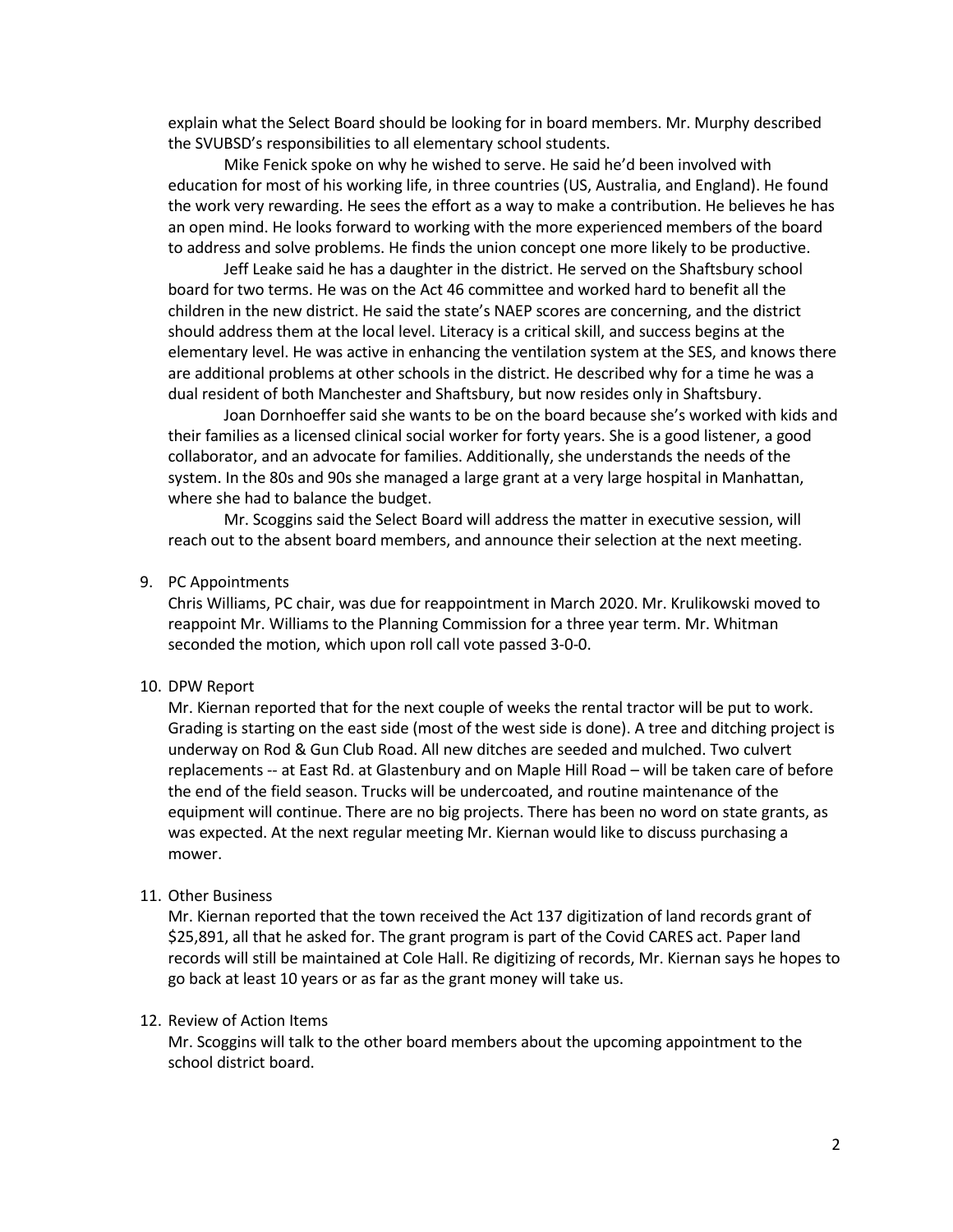explain what the Select Board should be looking for in board members. Mr. Murphy described the SVUBSD's responsibilities to all elementary school students.

Mike Fenick spoke on why he wished to serve. He said he'd been involved with education for most of his working life, in three countries (US, Australia, and England). He found the work very rewarding. He sees the effort as a way to make a contribution. He believes he has an open mind. He looks forward to working with the more experienced members of the board to address and solve problems. He finds the union concept one more likely to be productive.

Jeff Leake said he has a daughter in the district. He served on the Shaftsbury school board for two terms. He was on the Act 46 committee and worked hard to benefit all the children in the new district. He said the state's NAEP scores are concerning, and the district should address them at the local level. Literacy is a critical skill, and success begins at the elementary level. He was active in enhancing the ventilation system at the SES, and knows there are additional problems at other schools in the district. He described why for a time he was a dual resident of both Manchester and Shaftsbury, but now resides only in Shaftsbury.

Joan Dornhoeffer said she wants to be on the board because she's worked with kids and their families as a licensed clinical social worker for forty years. She is a good listener, a good collaborator, and an advocate for families. Additionally, she understands the needs of the system. In the 80s and 90s she managed a large grant at a very large hospital in Manhattan, where she had to balance the budget.

Mr. Scoggins said the Select Board will address the matter in executive session, will reach out to the absent board members, and announce their selection at the next meeting.

9. PC Appointments

   Chris Williams, PC chair, was due for reappointment in March 2020. Mr. Krulikowski moved to reappoint Mr. Williams to the Planning Commission for a three year term. Mr. Whitman seconded the motion, which upon roll call vote passed 3-0-0.

10. DPW Report

    Mr. Kiernan reported that for the next couple of weeks the rental tractor will be put to work. Grading is starting on the east side (most of the west side is done). A tree and ditching project is underway on Rod & Gun Club Road. All new ditches are seeded and mulched. Two culvert replacements -- at East Rd. at Glastenbury and on Maple Hill Road – will be taken care of before the end of the field season. Trucks will be undercoated, and routine maintenance of the equipment will continue. There are no big projects. There has been no word on state grants, as was expected. At the next regular meeting Mr. Kiernan would like to discuss purchasing a mower.

11. Other Business

    Mr. Kiernan reported that the town received the Act 137 digitization of land records grant of $25,891, all that he asked for. The grant program is part of the Covid CARES act. Paper land records will still be maintained at Cole Hall. Re digitizing of records, Mr. Kiernan says he hopes to go back at least 10 years or as far as the grant money will take us.

12. Review of Action Items

    Mr. Scoggins will talk to the other board members about the upcoming appointment to the school district board.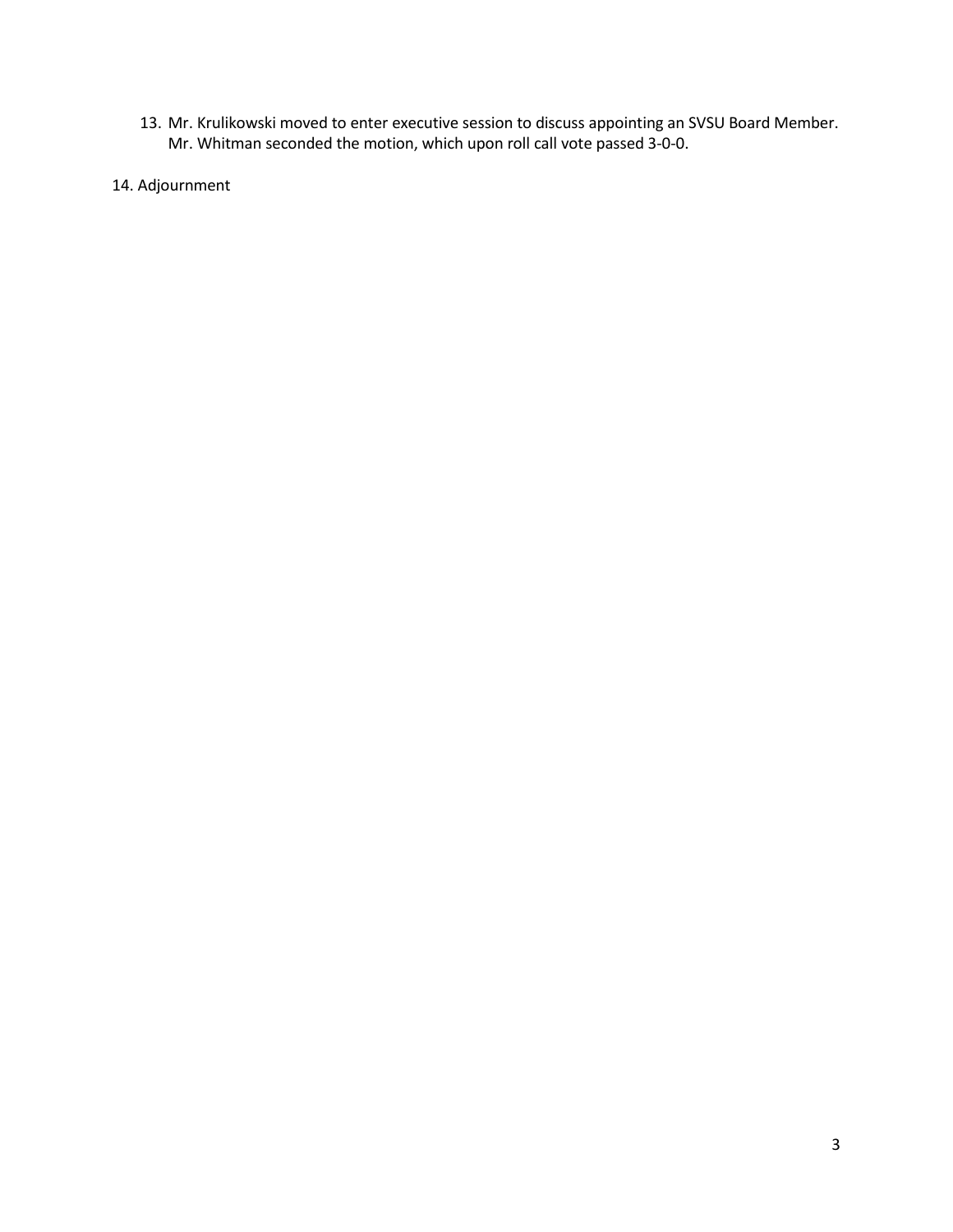13. Mr. Krulikowski moved to enter executive session to discuss appointing an SVSU Board Member. Mr. Whitman seconded the motion, which upon roll call vote passed 3-0-0.

14. Adjournment